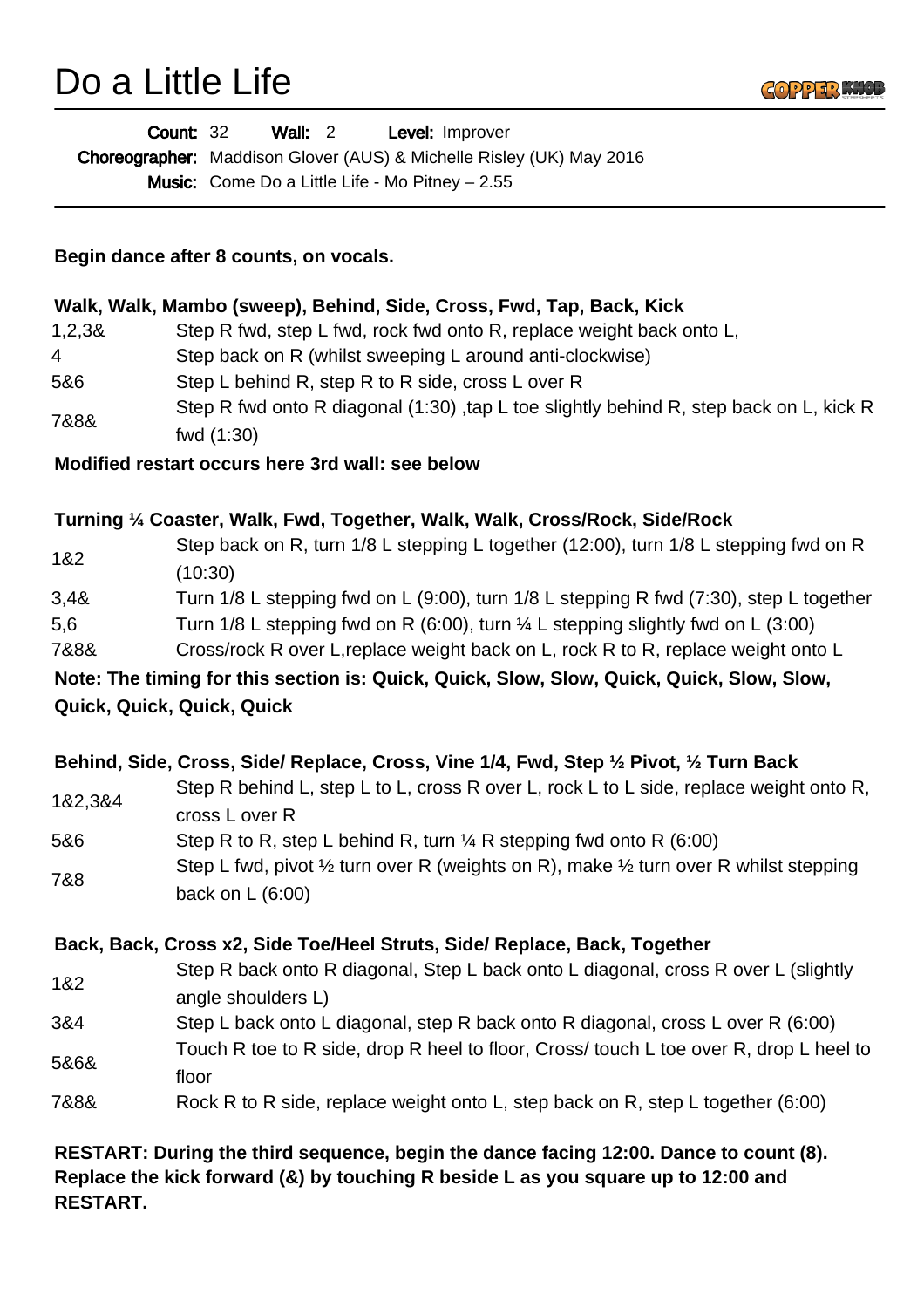# Do a Little Life

**Count:** 32 **Wall:** 2 **Level:** Improver

**Choreographer:** Maddison Glover (AUS) & Michelle Risley (UK) May 2016

**Music:** Come Do a Little Life - Mo Pitney – 2.55

**Begin dance after 8 counts, on vocals.**

**Walk, Walk, Mambo (sweep), Behind, Side, Cross, Fwd, Tap, Back, Kick**

| | |
|---|---|
| 1,2,3& | Step R fwd, step L fwd, rock fwd onto R, replace weight back onto L, |
| 4 | Step back on R (whilst sweeping L around anti-clockwise) |
| 5&6 | Step L behind R, step R to R side, cross L over R |
| 7&8& | Step R fwd onto R diagonal (1:30) ,tap L toe slightly behind R, step back on L, kick R fwd (1:30) |

**Modified restart occurs here 3rd wall: see below**

**Turning ¼ Coaster, Walk, Fwd, Together, Walk, Walk, Cross/Rock, Side/Rock**

| | |
|---|---|
| 1&2 | Step back on R, turn 1/8 L stepping L together (12:00), turn 1/8 L stepping fwd on R (10:30) |
| 3,4& | Turn 1/8 L stepping fwd on L (9:00), turn 1/8 L stepping R fwd (7:30), step L together |
| 5,6 | Turn 1/8 L stepping fwd on R (6:00), turn ¼ L stepping slightly fwd on L (3:00) |
| 7&8& | Cross/rock R over L,replace weight back on L, rock R to R, replace weight onto L |

**Note: The timing for this section is: Quick, Quick, Slow, Slow, Quick, Quick, Slow, Slow, Quick, Quick, Quick, Quick**

**Behind, Side, Cross, Side/ Replace, Cross, Vine 1/4, Fwd, Step ½ Pivot, ½ Turn Back**

| | |
|---|---|
| 1&2,3&4 | Step R behind L, step L to L, cross R over L, rock L to L side, replace weight onto R, cross L over R |
| 5&6 | Step R to R, step L behind R, turn ¼ R stepping fwd onto R (6:00) |
| 7&8 | Step L fwd, pivot ½ turn over R (weights on R), make ½ turn over R whilst stepping back on L (6:00) |

**Back, Back, Cross x2, Side Toe/Heel Struts, Side/ Replace, Back, Together**

| | |
|---|---|
| 1&2 | Step R back onto R diagonal, Step L back onto L diagonal, cross R over L (slightly angle shoulders L) |
| 3&4 | Step L back onto L diagonal, step R back onto R diagonal, cross L over R (6:00) |
| 5&6& | Touch R toe to R side, drop R heel to floor, Cross/ touch L toe over R, drop L heel to floor |
| 7&8& | Rock R to R side, replace weight onto L, step back on R, step L together (6:00) |

**RESTART: During the third sequence, begin the dance facing 12:00. Dance to count (8). Replace the kick forward (&) by touching R beside L as you square up to 12:00 and RESTART.**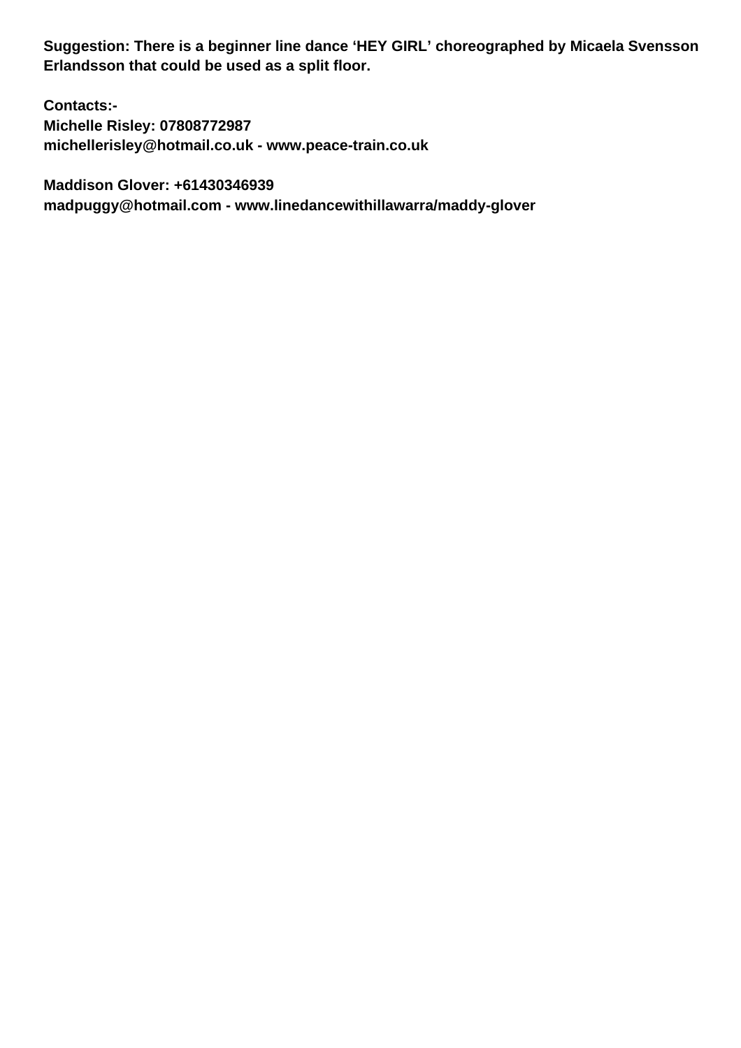**Suggestion: There is a beginner line dance 'HEY GIRL' choreographed by Micaela Svensson Erlandsson that could be used as a split floor.**

**Contacts:-**
**Michelle Risley: 07808772987**
**michellerisley@hotmail.co.uk - www.peace-train.co.uk**

**Maddison Glover: +61430346939**
**madpuggy@hotmail.com - www.linedancewithillawarra/maddy-glover**